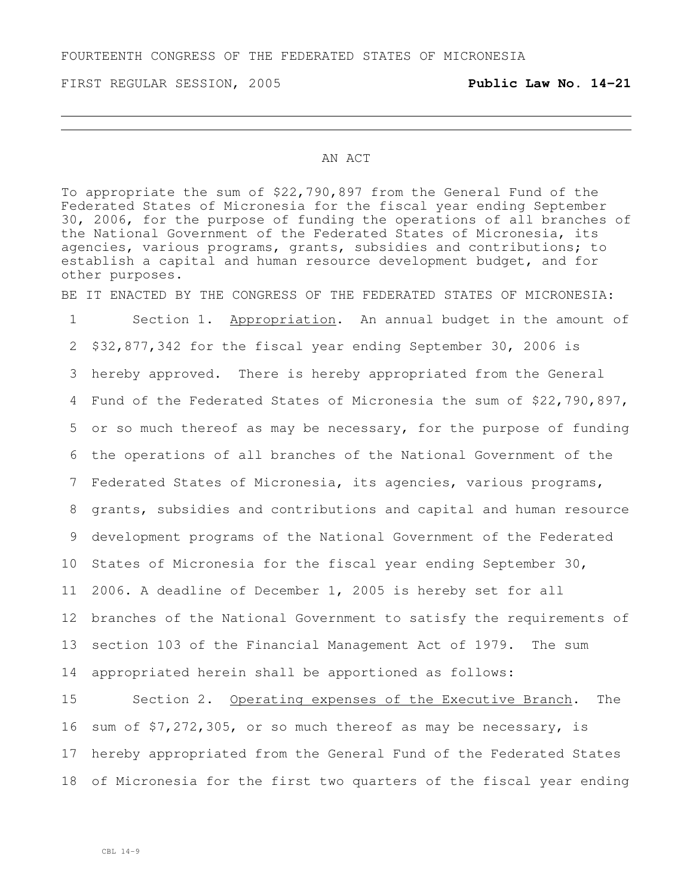FOURTEENTH CONGRESS OF THE FEDERATED STATES OF MICRONESIA

FIRST REGULAR SESSION, 2005 **Public Law No. 14-21**

---

# AN ACT

To appropriate the sum of $22,790,897 from the General Fund of the Federated States of Micronesia for the fiscal year ending September 30, 2006, for the purpose of funding the operations of all branches of the National Government of the Federated States of Micronesia, its agencies, various programs, grants, subsidies and contributions; to establish a capital and human resource development budget, and for other purposes.

BE IT ENACTED BY THE CONGRESS OF THE FEDERATED STATES OF MICRONESIA:

1 Section 1. <u>Appropriation</u>. An annual budget in the amount of
2 $32,877,342 for the fiscal year ending September 30, 2006 is
3 hereby approved. There is hereby appropriated from the General
4 Fund of the Federated States of Micronesia the sum of $22,790,897,
5 or so much thereof as may be necessary, for the purpose of funding
6 the operations of all branches of the National Government of the
7 Federated States of Micronesia, its agencies, various programs,
8 grants, subsidies and contributions and capital and human resource
9 development programs of the National Government of the Federated
10 States of Micronesia for the fiscal year ending September 30,
11 2006. A deadline of December 1, 2005 is hereby set for all
12 branches of the National Government to satisfy the requirements of
13 section 103 of the Financial Management Act of 1979. The sum
14 appropriated herein shall be apportioned as follows:

15 Section 2. <u>Operating expenses of the Executive Branch</u>. The
16 sum of $7,272,305, or so much thereof as may be necessary, is
17 hereby appropriated from the General Fund of the Federated States
18 of Micronesia for the first two quarters of the fiscal year ending

CBL 14-9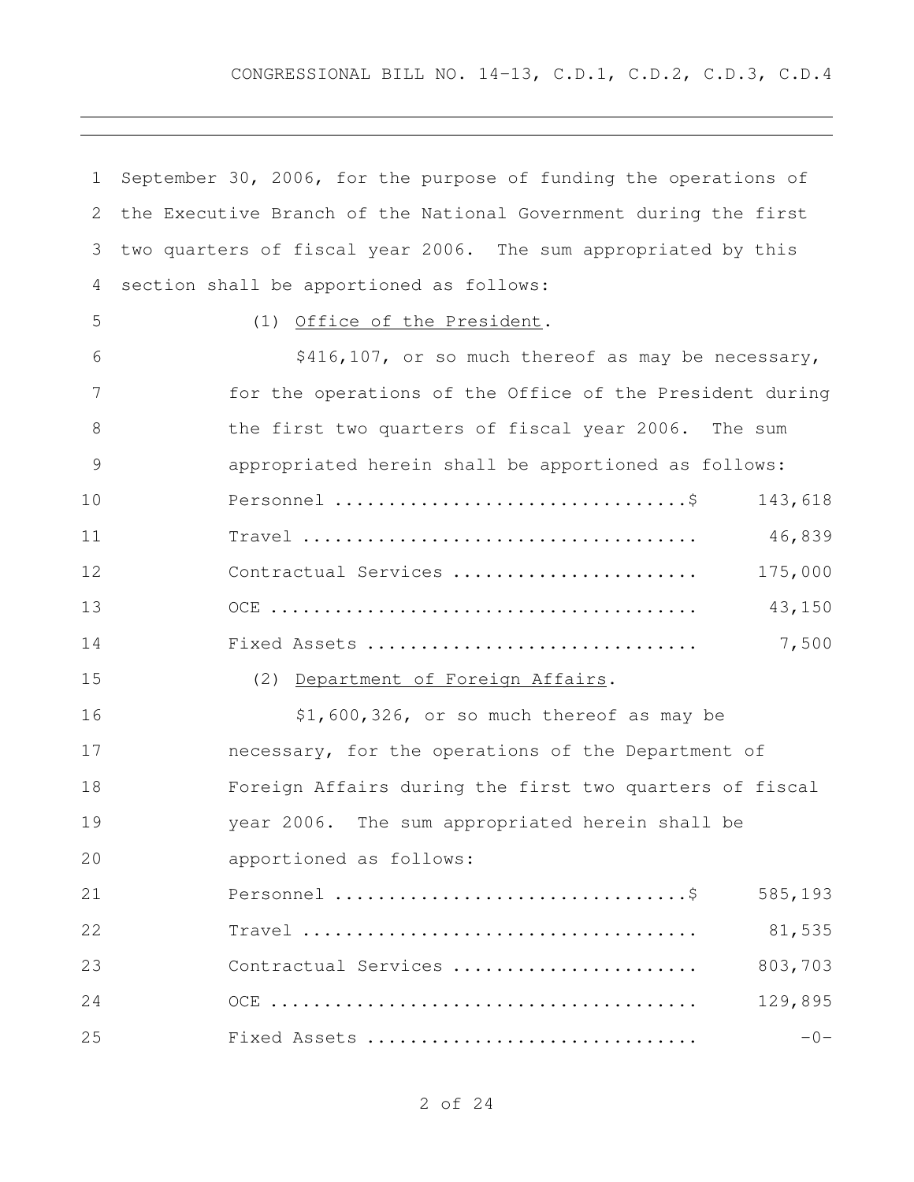September 30, 2006, for the purpose of funding the operations of the Executive Branch of the National Government during the first two quarters of fiscal year 2006. The sum appropriated by this section shall be apportioned as follows:

(1) Office of the President.

$416,107, or so much thereof as may be necessary, for the operations of the Office of the President during the first two quarters of fiscal year 2006. The sum appropriated herein shall be apportioned as follows:

| | |
|---|---|
| Personnel ................................$ | 143,618 |
| Travel .................................... | 46,839 |
| Contractual Services ...................... | 175,000 |
| OCE ....................................... | 43,150 |
| Fixed Assets .............................. | 7,500 |

(2) Department of Foreign Affairs.

$1,600,326, or so much thereof as may be necessary, for the operations of the Department of Foreign Affairs during the first two quarters of fiscal year 2006. The sum appropriated herein shall be apportioned as follows:

| | |
|---|---|
| Personnel ................................$ | 585,193 |
| Travel .................................... | 81,535 |
| Contractual Services ...................... | 803,703 |
| OCE ....................................... | 129,895 |
| Fixed Assets .............................. | -0- |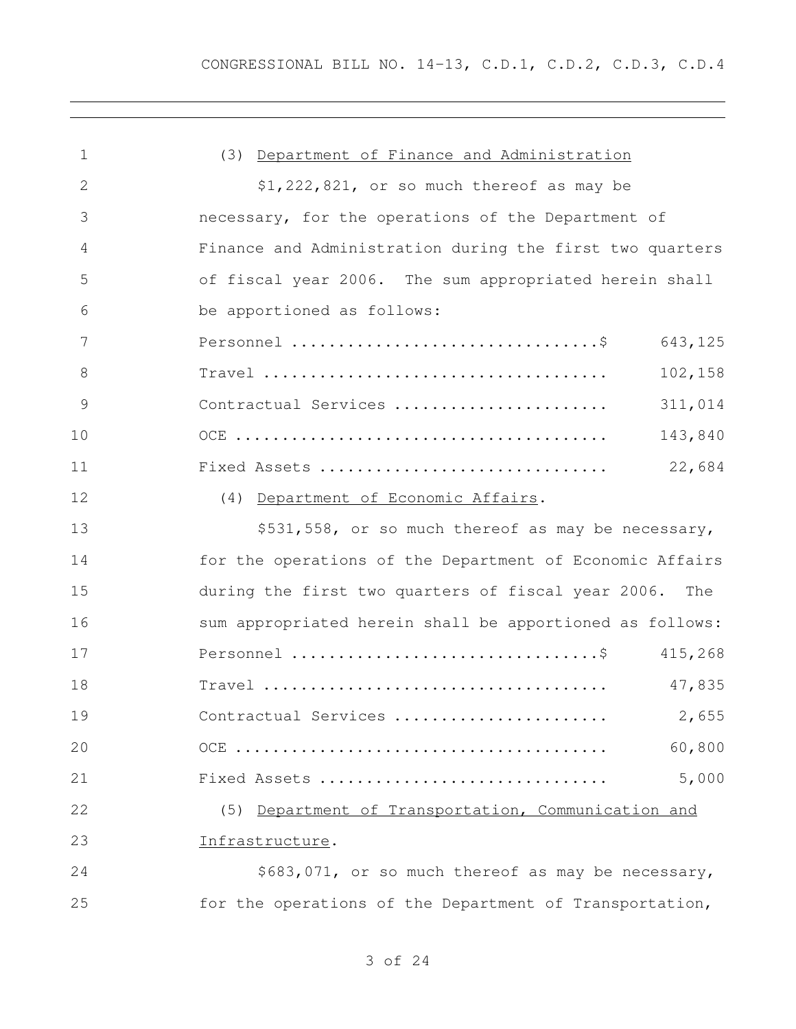(3) Department of Finance and Administration

$1,222,821, or so much thereof as may be necessary, for the operations of the Department of Finance and Administration during the first two quarters of fiscal year 2006. The sum appropriated herein shall be apportioned as follows:

| | | |
|---|---|---|
| Personnel | $ | 643,125 |
| Travel | | 102,158 |
| Contractual Services | | 311,014 |
| OCE | | 143,840 |
| Fixed Assets | | 22,684 |

(4) Department of Economic Affairs.

$531,558, or so much thereof as may be necessary, for the operations of the Department of Economic Affairs during the first two quarters of fiscal year 2006. The sum appropriated herein shall be apportioned as follows:

| | | |
|---|---|---|
| Personnel | $ | 415,268 |
| Travel | | 47,835 |
| Contractual Services | | 2,655 |
| OCE | | 60,800 |
| Fixed Assets | | 5,000 |

(5) Department of Transportation, Communication and Infrastructure.

$683,071, or so much thereof as may be necessary, for the operations of the Department of Transportation,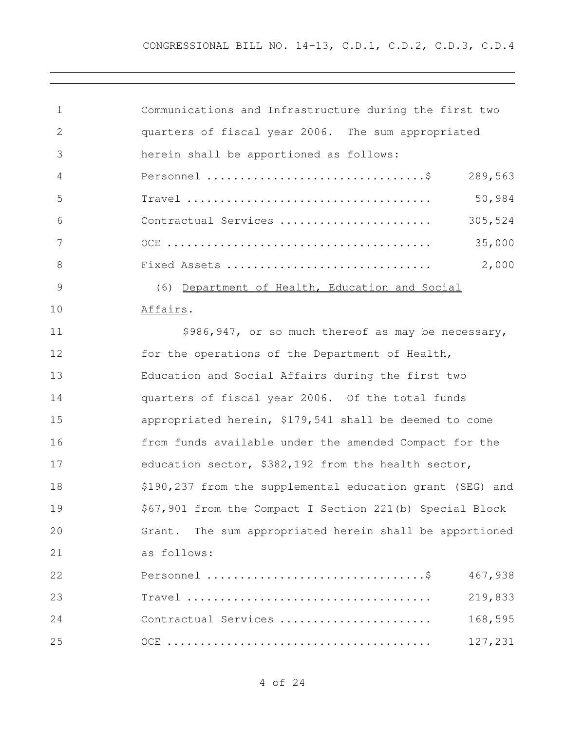CONGRESSIONAL BILL NO. 14-13, C.D.1, C.D.2, C.D.3, C.D.4

Communications and Infrastructure during the first two quarters of fiscal year 2006. The sum appropriated herein shall be apportioned as follows:

| | |
|---|---|
| Personnel .................................$ | 289,563 |
| Travel ..................................... | 50,984 |
| Contractual Services ....................... | 305,524 |
| OCE ........................................ | 35,000 |
| Fixed Assets ............................... | 2,000 |

(6) <u>Department of Health, Education and Social Affairs</u>.

$986,947, or so much thereof as may be necessary, for the operations of the Department of Health, Education and Social Affairs during the first two quarters of fiscal year 2006. Of the total funds appropriated herein, $179,541 shall be deemed to come from funds available under the amended Compact for the education sector, $382,192 from the health sector, $190,237 from the supplemental education grant (SEG) and $67,901 from the Compact I Section 221(b) Special Block Grant. The sum appropriated herein shall be apportioned as follows:

| | |
|---|---|
| Personnel .................................$ | 467,938 |
| Travel ..................................... | 219,833 |
| Contractual Services ....................... | 168,595 |
| OCE ........................................ | 127,231 |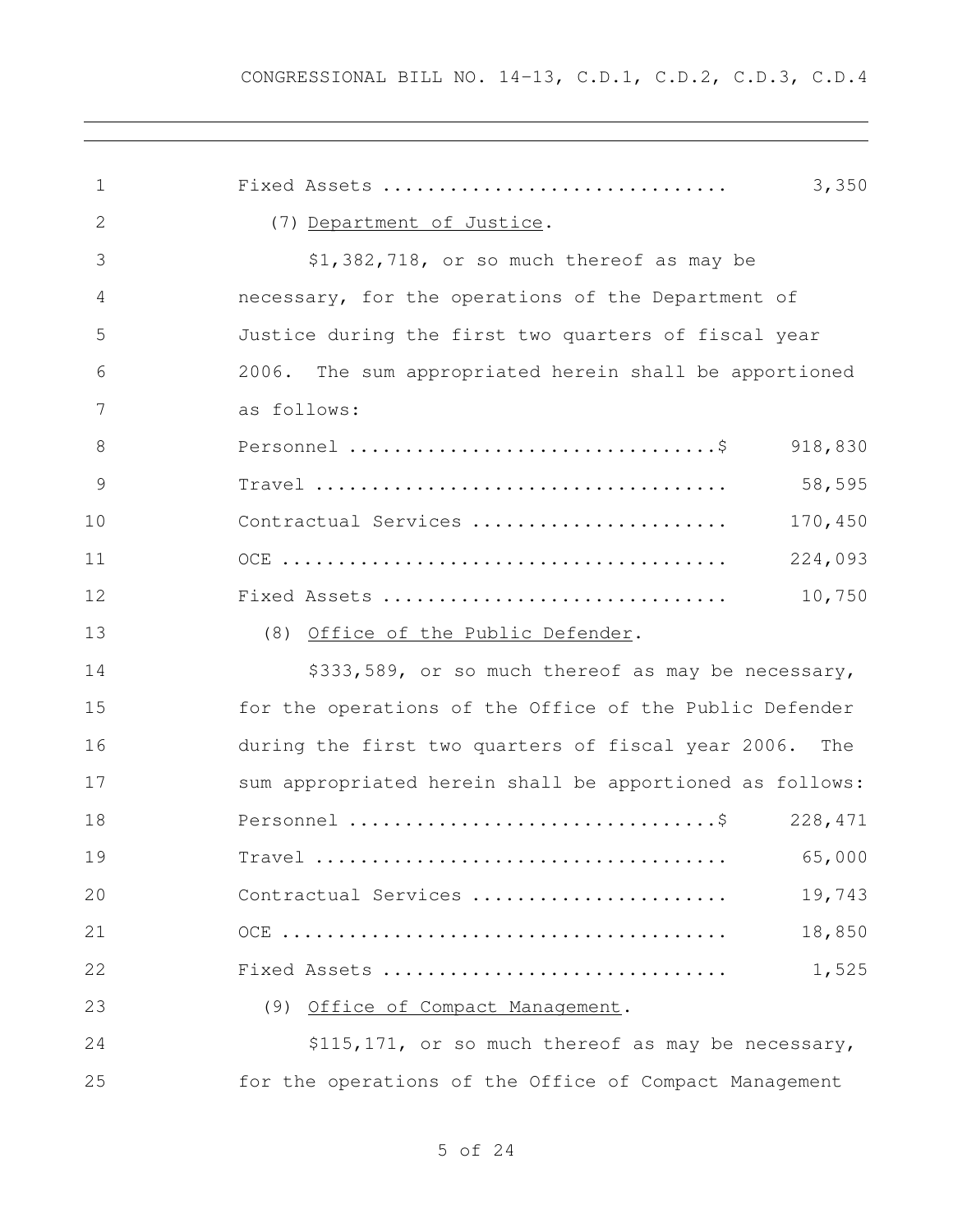Fixed Assets ............................... 3,350

(7) Department of Justice.

$1,382,718, or so much thereof as may be necessary, for the operations of the Department of Justice during the first two quarters of fiscal year 2006. The sum appropriated herein shall be apportioned as follows:

| | |
|---|---|
| Personnel ................................$ | 918,830 |
| Travel ..................................... | 58,595 |
| Contractual Services ....................... | 170,450 |
| OCE ........................................ | 224,093 |
| Fixed Assets ............................... | 10,750 |

(8) Office of the Public Defender.

$333,589, or so much thereof as may be necessary, for the operations of the Office of the Public Defender during the first two quarters of fiscal year 2006. The sum appropriated herein shall be apportioned as follows:

| | |
|---|---|
| Personnel ................................$ | 228,471 |
| Travel ..................................... | 65,000 |
| Contractual Services ....................... | 19,743 |
| OCE ........................................ | 18,850 |
| Fixed Assets ............................... | 1,525 |

(9) Office of Compact Management.

$115,171, or so much thereof as may be necessary, for the operations of the Office of Compact Management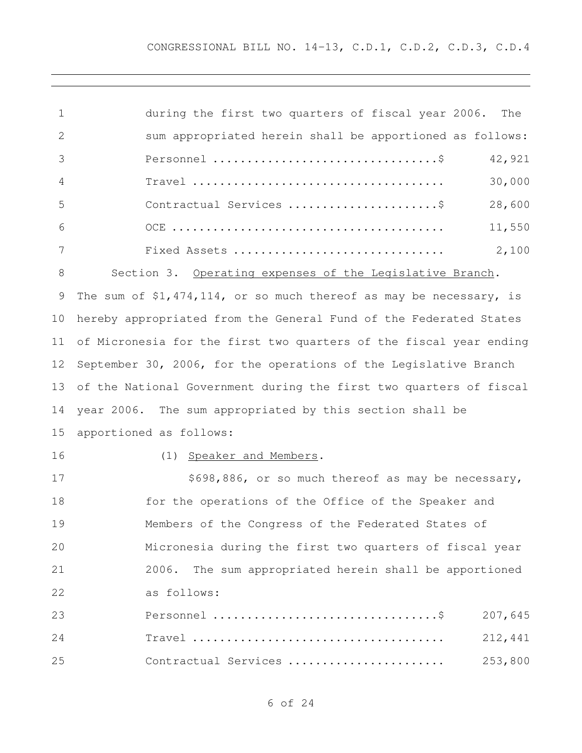during the first two quarters of fiscal year 2006. The sum appropriated herein shall be apportioned as follows:

| | |
|---|---|
| Personnel ................................$ | 42,921 |
| Travel .................................... | 30,000 |
| Contractual Services .....................$ | 28,600 |
| OCE ....................................... | 11,550 |
| Fixed Assets .............................. | 2,100 |

Section 3. Operating expenses of the Legislative Branch. The sum of $1,474,114, or so much thereof as may be necessary, is hereby appropriated from the General Fund of the Federated States of Micronesia for the first two quarters of the fiscal year ending September 30, 2006, for the operations of the Legislative Branch of the National Government during the first two quarters of fiscal year 2006. The sum appropriated by this section shall be apportioned as follows:

(1) Speaker and Members.

$698,886, or so much thereof as may be necessary, for the operations of the Office of the Speaker and Members of the Congress of the Federated States of Micronesia during the first two quarters of fiscal year 2006. The sum appropriated herein shall be apportioned as follows:

| | |
|---|---|
| Personnel ................................$ | 207,645 |
| Travel .................................... | 212,441 |
| Contractual Services ...................... | 253,800 |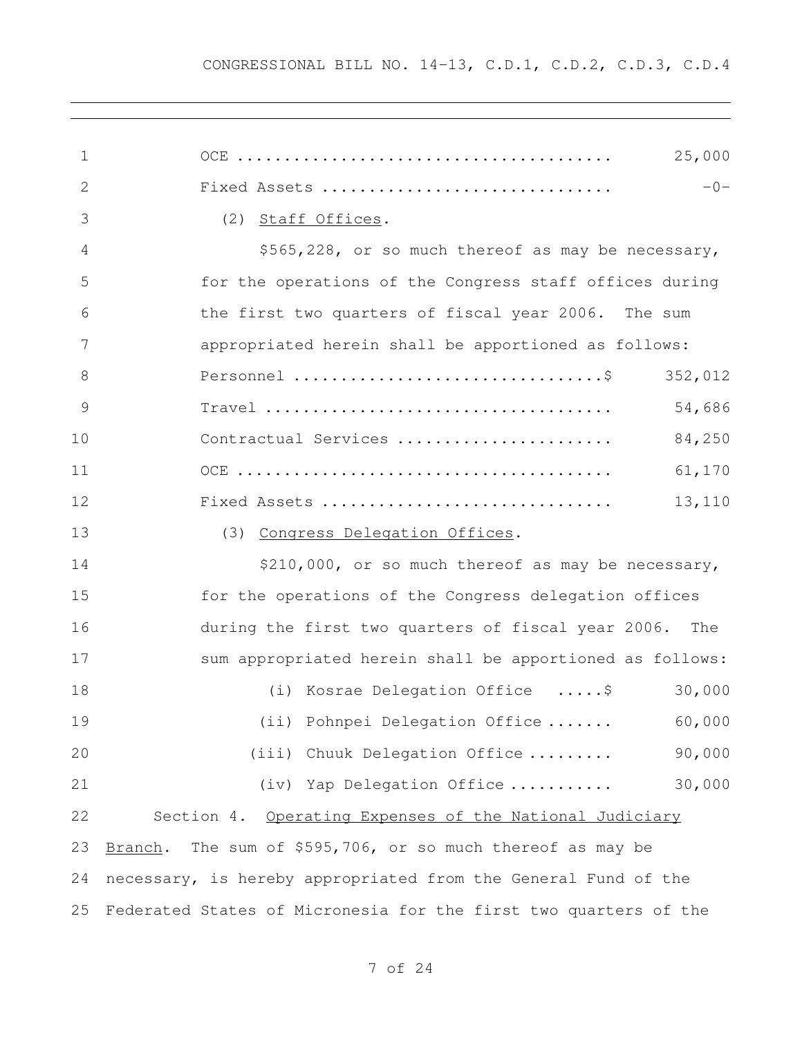| | |
|---|---|
| OCE | 25,000 |
| Fixed Assets | -0- |

(2) Staff Offices.

$565,228, or so much thereof as may be necessary, for the operations of the Congress staff offices during the first two quarters of fiscal year 2006. The sum appropriated herein shall be apportioned as follows:

| | |
|---|---|
| Personnel | $ 352,012 |
| Travel | 54,686 |
| Contractual Services | 84,250 |
| OCE | 61,170 |
| Fixed Assets | 13,110 |

(3) Congress Delegation Offices.

$210,000, or so much thereof as may be necessary, for the operations of the Congress delegation offices during the first two quarters of fiscal year 2006. The sum appropriated herein shall be apportioned as follows:

| | |
|---|---|
| (i) Kosrae Delegation Office | $ 30,000 |
| (ii) Pohnpei Delegation Office | 60,000 |
| (iii) Chuuk Delegation Office | 90,000 |
| (iv) Yap Delegation Office | 30,000 |

Section 4. Operating Expenses of the National Judiciary Branch. The sum of $595,706, or so much thereof as may be necessary, is hereby appropriated from the General Fund of the Federated States of Micronesia for the first two quarters of the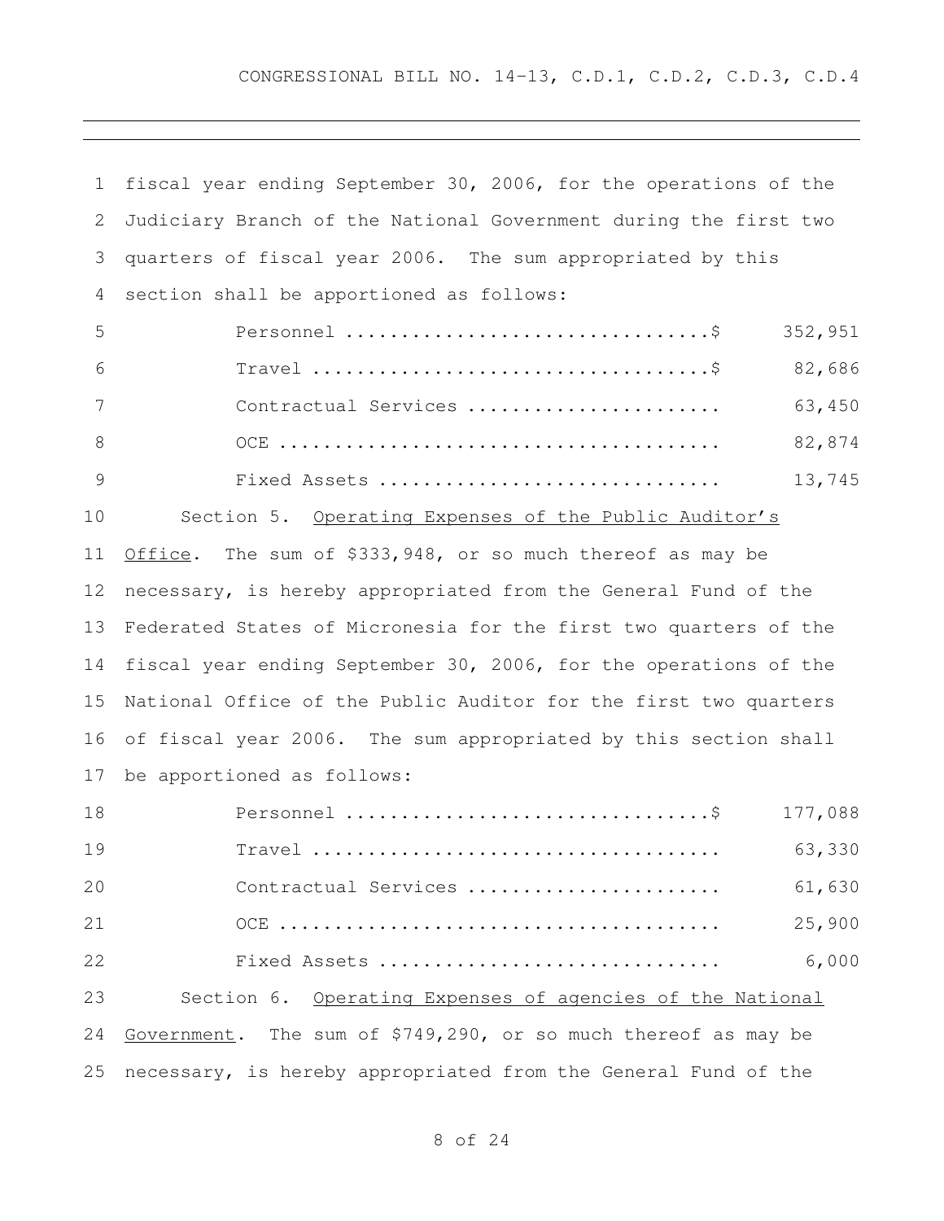fiscal year ending September 30, 2006, for the operations of the Judiciary Branch of the National Government during the first two quarters of fiscal year 2006. The sum appropriated by this section shall be apportioned as follows:

| | |
|---|---|
| Personnel ................................$ | 352,951 |
| Travel ...................................$ | 82,686 |
| Contractual Services ...................... | 63,450 |
| OCE ....................................... | 82,874 |
| Fixed Assets .............................. | 13,745 |

Section 5. Operating Expenses of the Public Auditor's Office. The sum of $333,948, or so much thereof as may be necessary, is hereby appropriated from the General Fund of the Federated States of Micronesia for the first two quarters of the fiscal year ending September 30, 2006, for the operations of the National Office of the Public Auditor for the first two quarters of fiscal year 2006. The sum appropriated by this section shall be apportioned as follows:

| | |
|---|---|
| Personnel ................................$ | 177,088 |
| Travel .................................... | 63,330 |
| Contractual Services ...................... | 61,630 |
| OCE ....................................... | 25,900 |
| Fixed Assets .............................. | 6,000 |

Section 6. Operating Expenses of agencies of the National Government. The sum of $749,290, or so much thereof as may be necessary, is hereby appropriated from the General Fund of the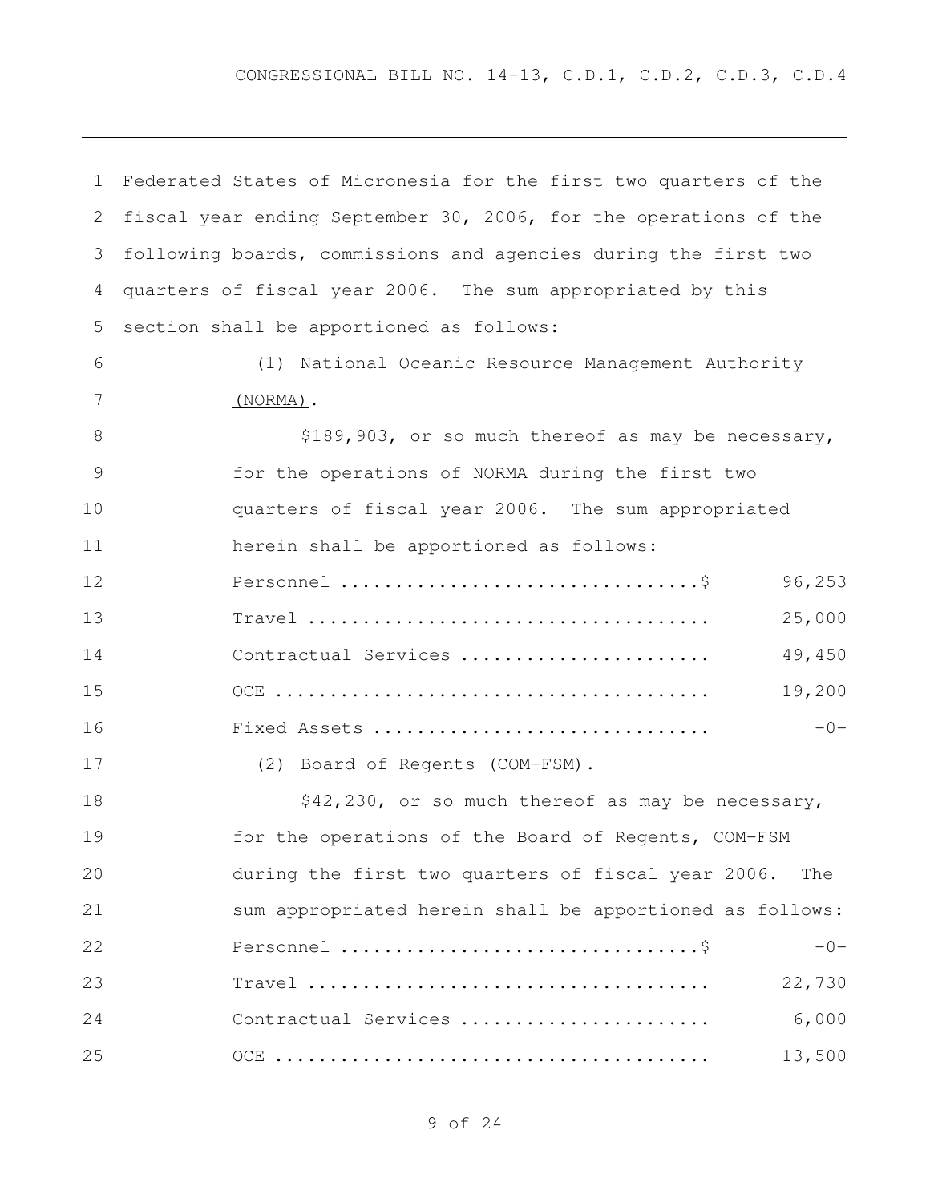Federated States of Micronesia for the first two quarters of the fiscal year ending September 30, 2006, for the operations of the following boards, commissions and agencies during the first two quarters of fiscal year 2006. The sum appropriated by this section shall be apportioned as follows:

(1) <u>National Oceanic Resource Management Authority (NORMA)</u>.

$189,903, or so much thereof as may be necessary, for the operations of NORMA during the first two quarters of fiscal year 2006. The sum appropriated herein shall be apportioned as follows:

| | |
|---|---|
| Personnel ................................$ | 96,253 |
| Travel .................................... | 25,000 |
| Contractual Services ...................... | 49,450 |
| OCE ....................................... | 19,200 |
| Fixed Assets .............................. | -0- |

(2) <u>Board of Regents (COM-FSM)</u>.

$42,230, or so much thereof as may be necessary, for the operations of the Board of Regents, COM-FSM during the first two quarters of fiscal year 2006. The sum appropriated herein shall be apportioned as follows:

| | |
|---|---|
| Personnel ................................$ | -0- |
| Travel .................................... | 22,730 |
| Contractual Services ...................... | 6,000 |
| OCE ....................................... | 13,500 |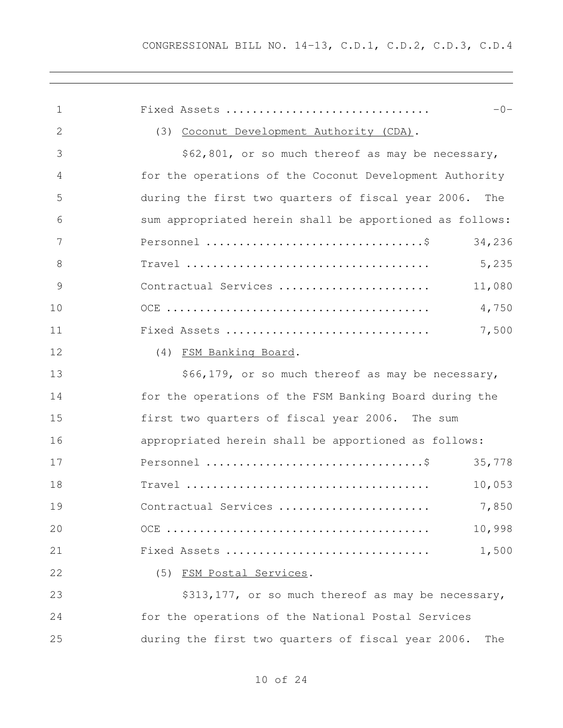Fixed Assets .............................. -0-

(3) Coconut Development Authority (CDA).

$62,801, or so much thereof as may be necessary, for the operations of the Coconut Development Authority during the first two quarters of fiscal year 2006. The sum appropriated herein shall be apportioned as follows:

| | |
|---|---|
| Personnel ................................$ | 34,236 |
| Travel .................................... | 5,235 |
| Contractual Services ...................... | 11,080 |
| OCE ....................................... | 4,750 |
| Fixed Assets .............................. | 7,500 |

(4) FSM Banking Board.

$66,179, or so much thereof as may be necessary, for the operations of the FSM Banking Board during the first two quarters of fiscal year 2006. The sum appropriated herein shall be apportioned as follows:

| | |
|---|---|
| Personnel ................................$ | 35,778 |
| Travel .................................... | 10,053 |
| Contractual Services ...................... | 7,850 |
| OCE ....................................... | 10,998 |
| Fixed Assets .............................. | 1,500 |

(5) FSM Postal Services.

$313,177, or so much thereof as may be necessary, for the operations of the National Postal Services during the first two quarters of fiscal year 2006. The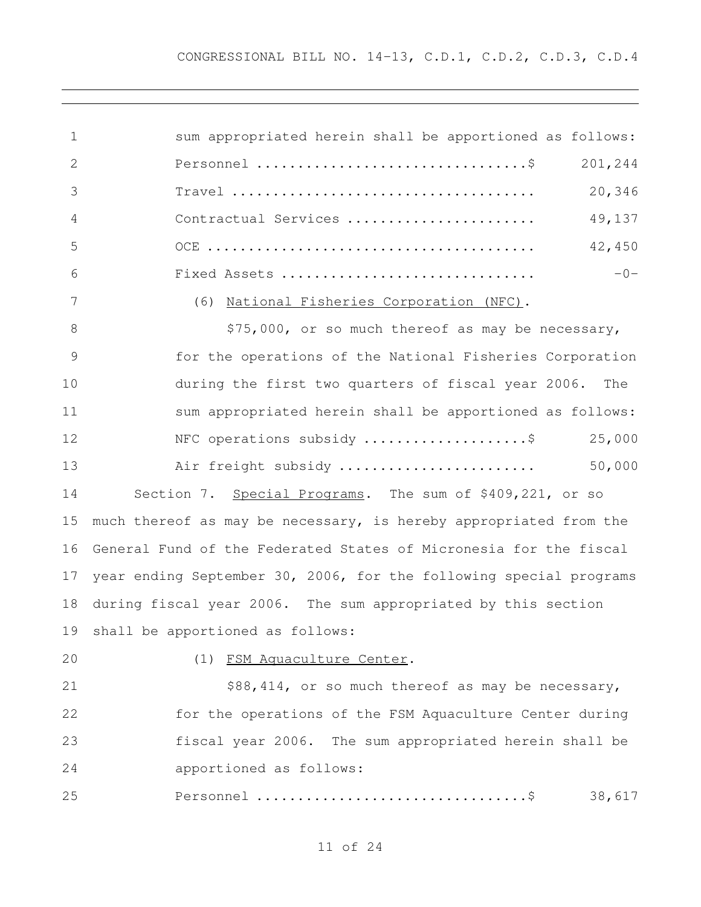sum appropriated herein shall be apportioned as follows:

| | |
|---|---|
| Personnel ................................$ | 201,244 |
| Travel .................................... | 20,346 |
| Contractual Services ...................... | 49,137 |
| OCE ....................................... | 42,450 |
| Fixed Assets .............................. | -0- |

(6) National Fisheries Corporation (NFC).

$75,000, or so much thereof as may be necessary, for the operations of the National Fisheries Corporation during the first two quarters of fiscal year 2006. The sum appropriated herein shall be apportioned as follows:

| | |
|---|---|
| NFC operations subsidy ...................$ | 25,000 |
| Air freight subsidy ....................... | 50,000 |

Section 7. Special Programs. The sum of $409,221, or so much thereof as may be necessary, is hereby appropriated from the General Fund of the Federated States of Micronesia for the fiscal year ending September 30, 2006, for the following special programs during fiscal year 2006. The sum appropriated by this section shall be apportioned as follows:

(1) FSM Aquaculture Center.

$88,414, or so much thereof as may be necessary, for the operations of the FSM Aquaculture Center during fiscal year 2006. The sum appropriated herein shall be apportioned as follows:

| | |
|---|---|
| Personnel ................................$ | 38,617 |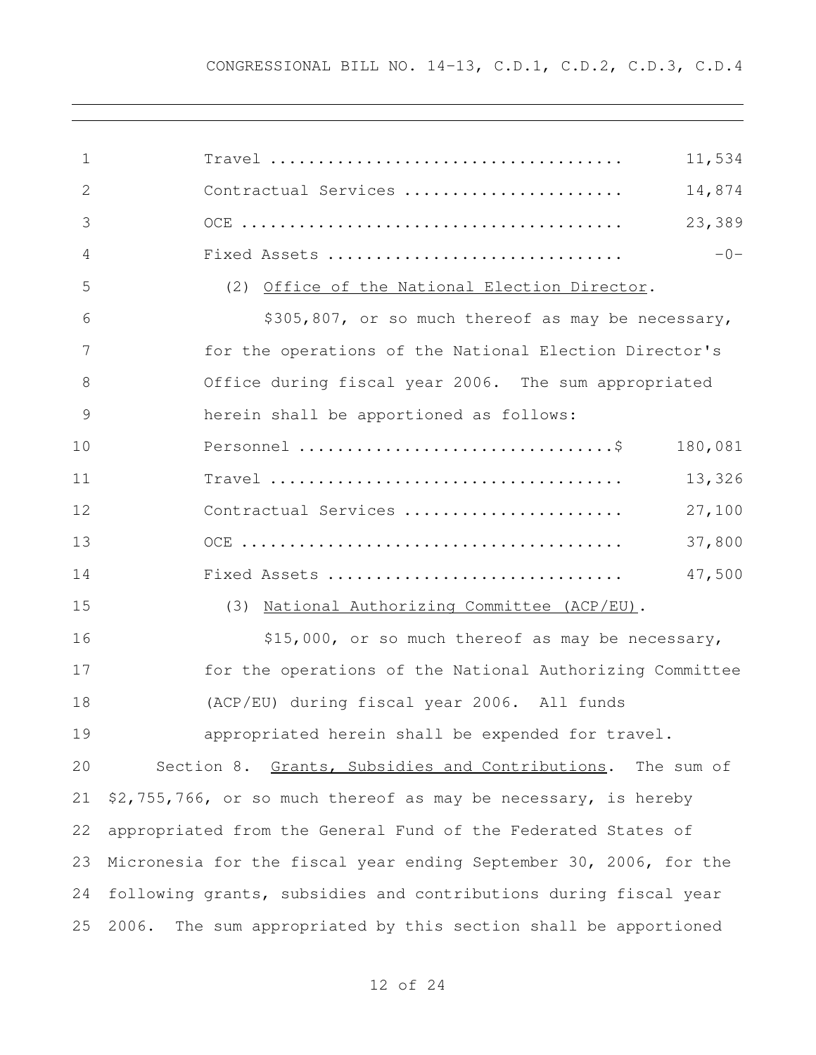Travel ..................................... 11,534

Contractual Services ....................... 14,874

OCE ........................................ 23,389

Fixed Assets .............................. -0-

(2) Office of the National Election Director.

$305,807, or so much thereof as may be necessary, for the operations of the National Election Director's Office during fiscal year 2006. The sum appropriated herein shall be apportioned as follows:

Personnel ................................$ 180,081

Travel ..................................... 13,326

Contractual Services ....................... 27,100

OCE ........................................ 37,800

Fixed Assets .............................. 47,500

(3) National Authorizing Committee (ACP/EU).

$15,000, or so much thereof as may be necessary, for the operations of the National Authorizing Committee (ACP/EU) during fiscal year 2006. All funds appropriated herein shall be expended for travel.

Section 8. Grants, Subsidies and Contributions. The sum of $2,755,766, or so much thereof as may be necessary, is hereby appropriated from the General Fund of the Federated States of Micronesia for the fiscal year ending September 30, 2006, for the following grants, subsidies and contributions during fiscal year 2006. The sum appropriated by this section shall be apportioned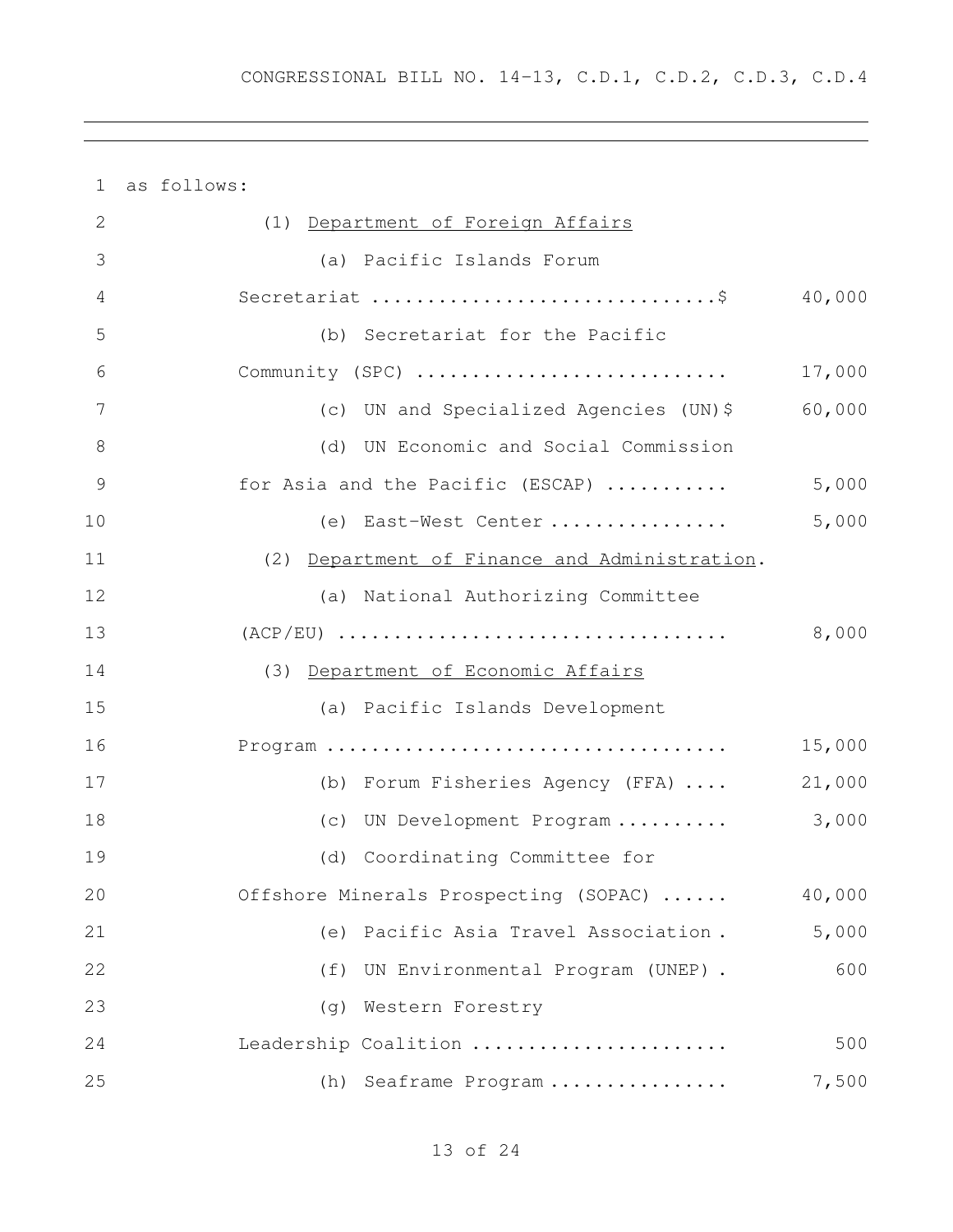as follows:

(1) <u>Department of Foreign Affairs</u>

(a) Pacific Islands Forum Secretariat ..............................$ 40,000

(b) Secretariat for the Pacific Community (SPC) ........................... 17,000

(c) UN and Specialized Agencies (UN)$ 60,000

(d) UN Economic and Social Commission for Asia and the Pacific (ESCAP) ........... 5,000

(e) East-West Center ................ 5,000

(2) <u>Department of Finance and Administration</u>.

(a) National Authorizing Committee (ACP/EU) .................................. 8,000

(3) <u>Department of Economic Affairs</u>

(a) Pacific Islands Development Program .................................... 15,000

(b) Forum Fisheries Agency (FFA) .... 21,000

(c) UN Development Program .......... 3,000

(d) Coordinating Committee for Offshore Minerals Prospecting (SOPAC) ...... 40,000

(e) Pacific Asia Travel Association . 5,000

(f) UN Environmental Program (UNEP) . 600

(g) Western Forestry Leadership Coalition ....................... 500

(h) Seaframe Program ................ 7,500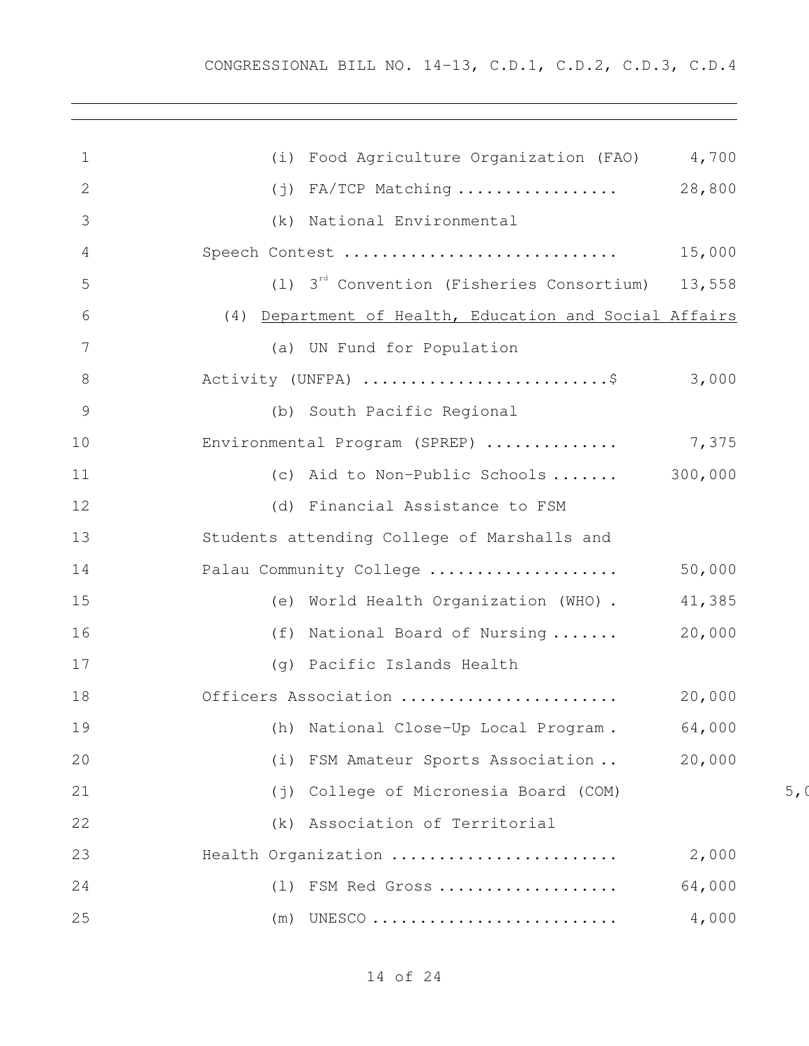(i) Food Agriculture Organization (FAO) 4,700

(j) FA/TCP Matching ................. 28,800

(k) National Environmental Speech Contest ............................ 15,000

(l) 3rd Convention (Fisheries Consortium) 13,558

(4) <u>Department of Health, Education and Social Affairs</u>

(a) UN Fund for Population Activity (UNFPA) ..........................$ 3,000

(b) South Pacific Regional Environmental Program (SPREP) .............. 7,375

(c) Aid to Non-Public Schools ....... 300,000

(d) Financial Assistance to FSM Students attending College of Marshalls and Palau Community College .................... 50,000

(e) World Health Organization (WHO) . 41,385

(f) National Board of Nursing ....... 20,000

(g) Pacific Islands Health Officers Association ...................... 20,000

(h) National Close-Up Local Program . 64,000

(i) FSM Amateur Sports Association .. 20,000

(j) College of Micronesia Board (COM) 5,0

(k) Association of Territorial Health Organization ........................ 2,000

(l) FSM Red Gross ................... 64,000

(m) UNESCO .......................... 4,000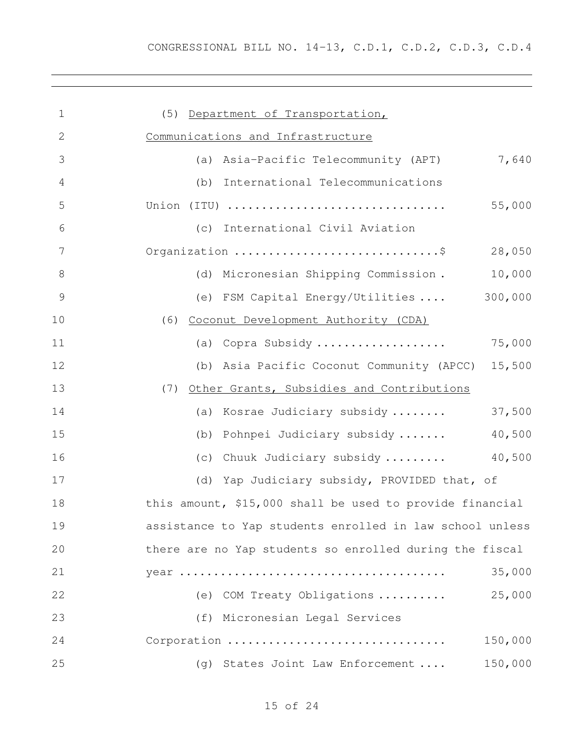(5) <u>Department of Transportation, Communications and Infrastructure</u>

(a) Asia-Pacific Telecommunity (APT) 7,640

(b) International Telecommunications Union (ITU) ................................ 55,000

(c) International Civil Aviation Organization ..............................$ 28,050

(d) Micronesian Shipping Commission . 10,000

(e) FSM Capital Energy/Utilities .... 300,000

(6) <u>Coconut Development Authority (CDA)</u>

(a) Copra Subsidy ................... 75,000

(b) Asia Pacific Coconut Community (APCC) 15,500

(7) <u>Other Grants, Subsidies and Contributions</u>

(a) Kosrae Judiciary subsidy ........ 37,500

(b) Pohnpei Judiciary subsidy ....... 40,500

(c) Chuuk Judiciary subsidy ......... 40,500

(d) Yap Judiciary subsidy, PROVIDED that, of this amount, $15,000 shall be used to provide financial assistance to Yap students enrolled in law school unless there are no Yap students so enrolled during the fiscal year ...................................... 35,000

(e) COM Treaty Obligations .......... 25,000

(f) Micronesian Legal Services Corporation ............................... 150,000

(g) States Joint Law Enforcement .... 150,000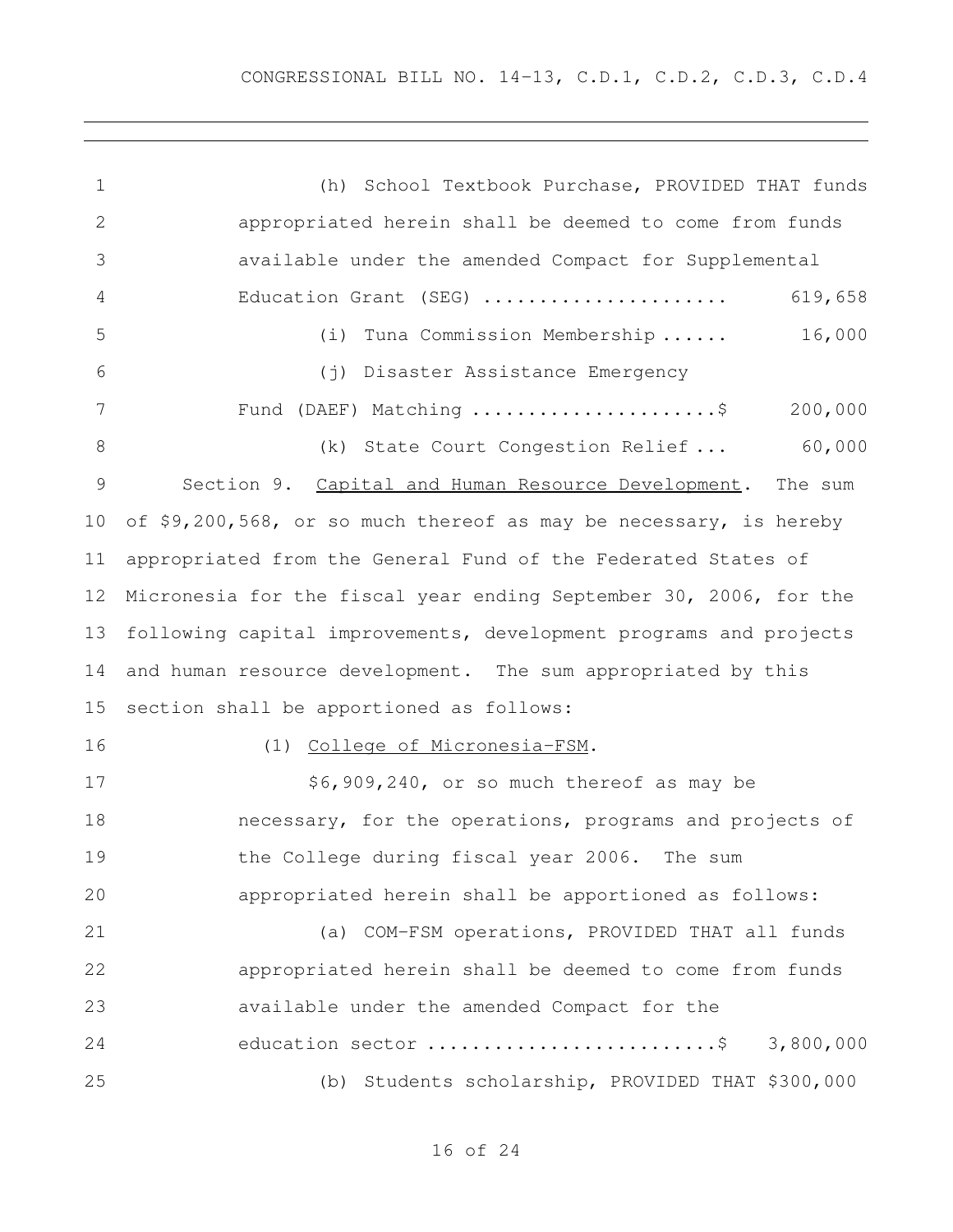(h) School Textbook Purchase, PROVIDED THAT funds appropriated herein shall be deemed to come from funds available under the amended Compact for Supplemental Education Grant (SEG) ...................... 619,658

(i) Tuna Commission Membership ...... 16,000

(j) Disaster Assistance Emergency Fund (DAEF) Matching ......................$ 200,000

(k) State Court Congestion Relief ... 60,000

Section 9. Capital and Human Resource Development. The sum of $9,200,568, or so much thereof as may be necessary, is hereby appropriated from the General Fund of the Federated States of Micronesia for the fiscal year ending September 30, 2006, for the following capital improvements, development programs and projects and human resource development. The sum appropriated by this section shall be apportioned as follows:

(1) College of Micronesia-FSM.

$6,909,240, or so much thereof as may be necessary, for the operations, programs and projects of the College during fiscal year 2006. The sum appropriated herein shall be apportioned as follows:

(a) COM-FSM operations, PROVIDED THAT all funds appropriated herein shall be deemed to come from funds available under the amended Compact for the education sector ..........................$ 3,800,000

(b) Students scholarship, PROVIDED THAT $300,000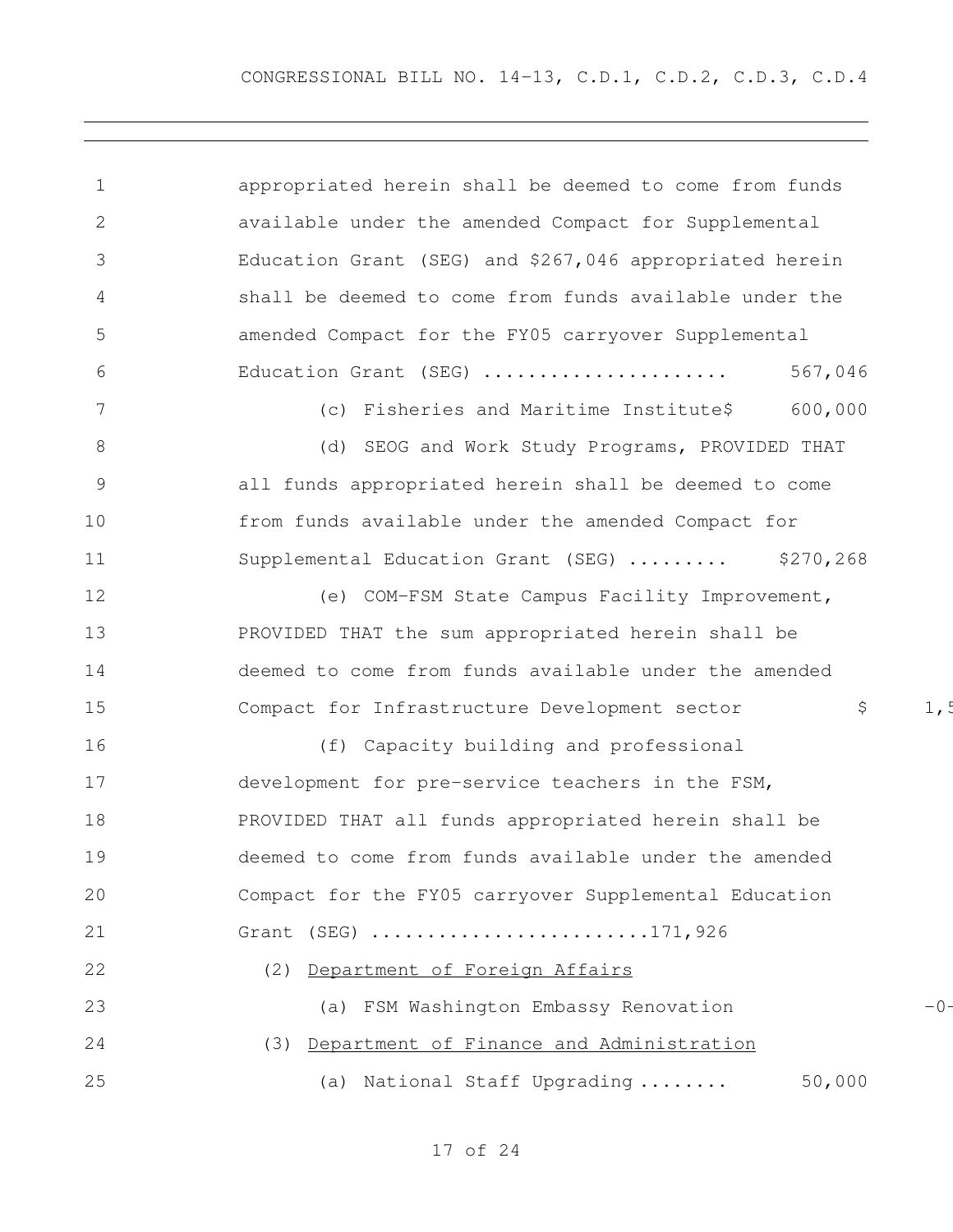appropriated herein shall be deemed to come from funds available under the amended Compact for Supplemental Education Grant (SEG) and $267,046 appropriated herein shall be deemed to come from funds available under the amended Compact for the FY05 carryover Supplemental Education Grant (SEG) ...................... 567,046

(c) Fisheries and Maritime Institute$ 600,000

(d) SEOG and Work Study Programs, PROVIDED THAT all funds appropriated herein shall be deemed to come from funds available under the amended Compact for Supplemental Education Grant (SEG) ......... $270,268

(e) COM-FSM State Campus Facility Improvement, PROVIDED THAT the sum appropriated herein shall be deemed to come from funds available under the amended Compact for Infrastructure Development sector $ 1,5

(f) Capacity building and professional development for pre-service teachers in the FSM, PROVIDED THAT all funds appropriated herein shall be deemed to come from funds available under the amended Compact for the FY05 carryover Supplemental Education Grant (SEG) ........................171,926

(2) <u>Department of Foreign Affairs</u>

(a) FSM Washington Embassy Renovation -0-

(3) <u>Department of Finance and Administration</u>

(a) National Staff Upgrading ........ 50,000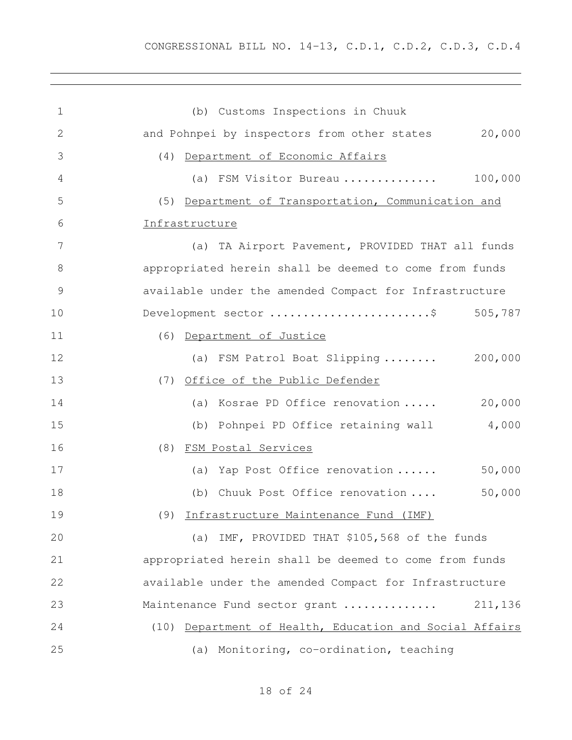(b) Customs Inspections in Chuuk and Pohnpei by inspectors from other states 20,000

(4) Department of Economic Affairs

(a) FSM Visitor Bureau .............. 100,000

(5) Department of Transportation, Communication and Infrastructure

(a) TA Airport Pavement, PROVIDED THAT all funds appropriated herein shall be deemed to come from funds available under the amended Compact for Infrastructure Development sector ........................$ 505,787

(6) Department of Justice

(a) FSM Patrol Boat Slipping ........ 200,000

(7) Office of the Public Defender

(a) Kosrae PD Office renovation ..... 20,000

(b) Pohnpei PD Office retaining wall 4,000

(8) FSM Postal Services

(a) Yap Post Office renovation ...... 50,000

(b) Chuuk Post Office renovation .... 50,000

(9) Infrastructure Maintenance Fund (IMF)

(a) IMF, PROVIDED THAT $105,568 of the funds appropriated herein shall be deemed to come from funds available under the amended Compact for Infrastructure Maintenance Fund sector grant ............. 211,136

(10) Department of Health, Education and Social Affairs

(a) Monitoring, co-ordination, teaching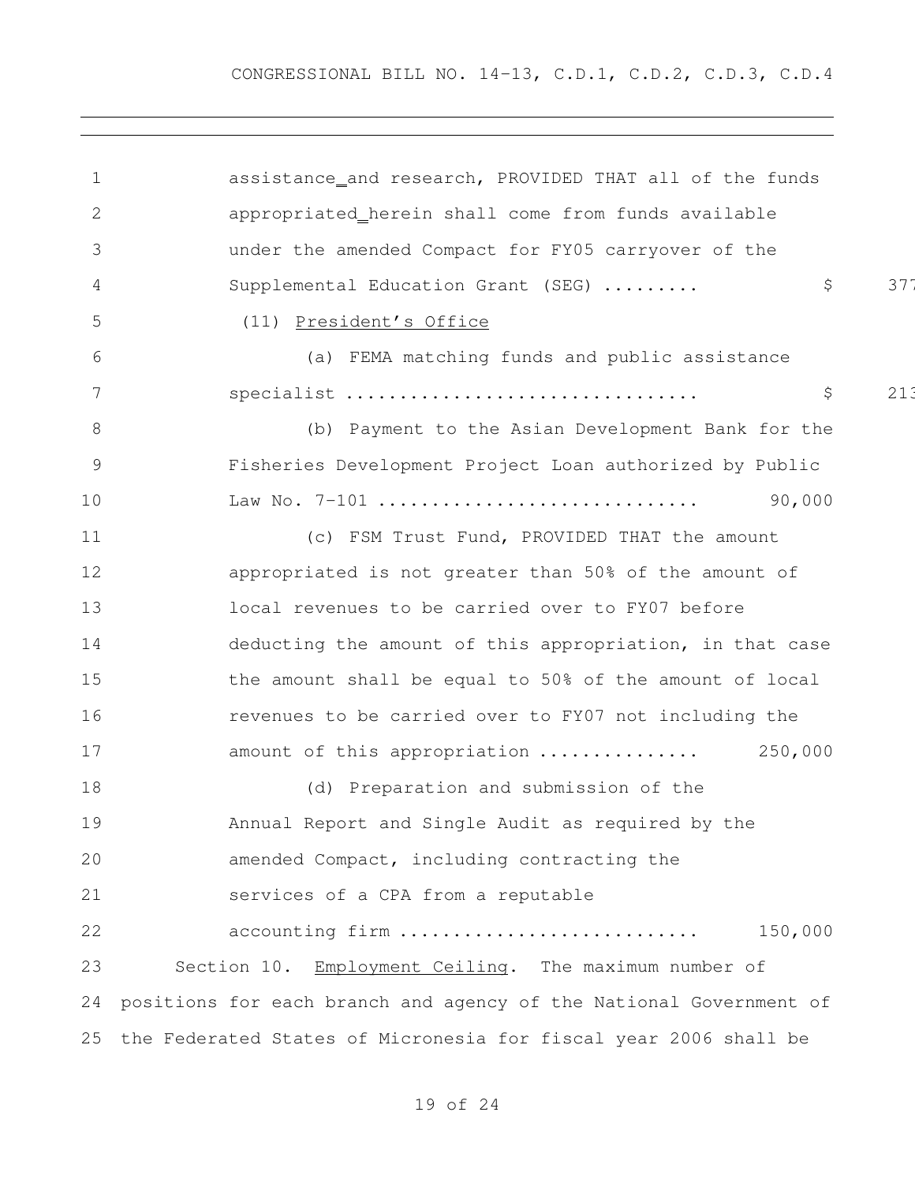assistance and research, PROVIDED THAT all of the funds appropriated herein shall come from funds available under the amended Compact for FY05 carryover of the Supplemental Education Grant (SEG) ......... $ 377

(11) President's Office

(a) FEMA matching funds and public assistance specialist ................................ $ 213

(b) Payment to the Asian Development Bank for the Fisheries Development Project Loan authorized by Public Law No. 7-101 ............................ 90,000

(c) FSM Trust Fund, PROVIDED THAT the amount appropriated is not greater than 50% of the amount of local revenues to be carried over to FY07 before deducting the amount of this appropriation, in that case the amount shall be equal to 50% of the amount of local revenues to be carried over to FY07 not including the amount of this appropriation .............. 250,000

(d) Preparation and submission of the Annual Report and Single Audit as required by the amended Compact, including contracting the services of a CPA from a reputable accounting firm .......................... 150,000

Section 10. Employment Ceiling. The maximum number of positions for each branch and agency of the National Government of the Federated States of Micronesia for fiscal year 2006 shall be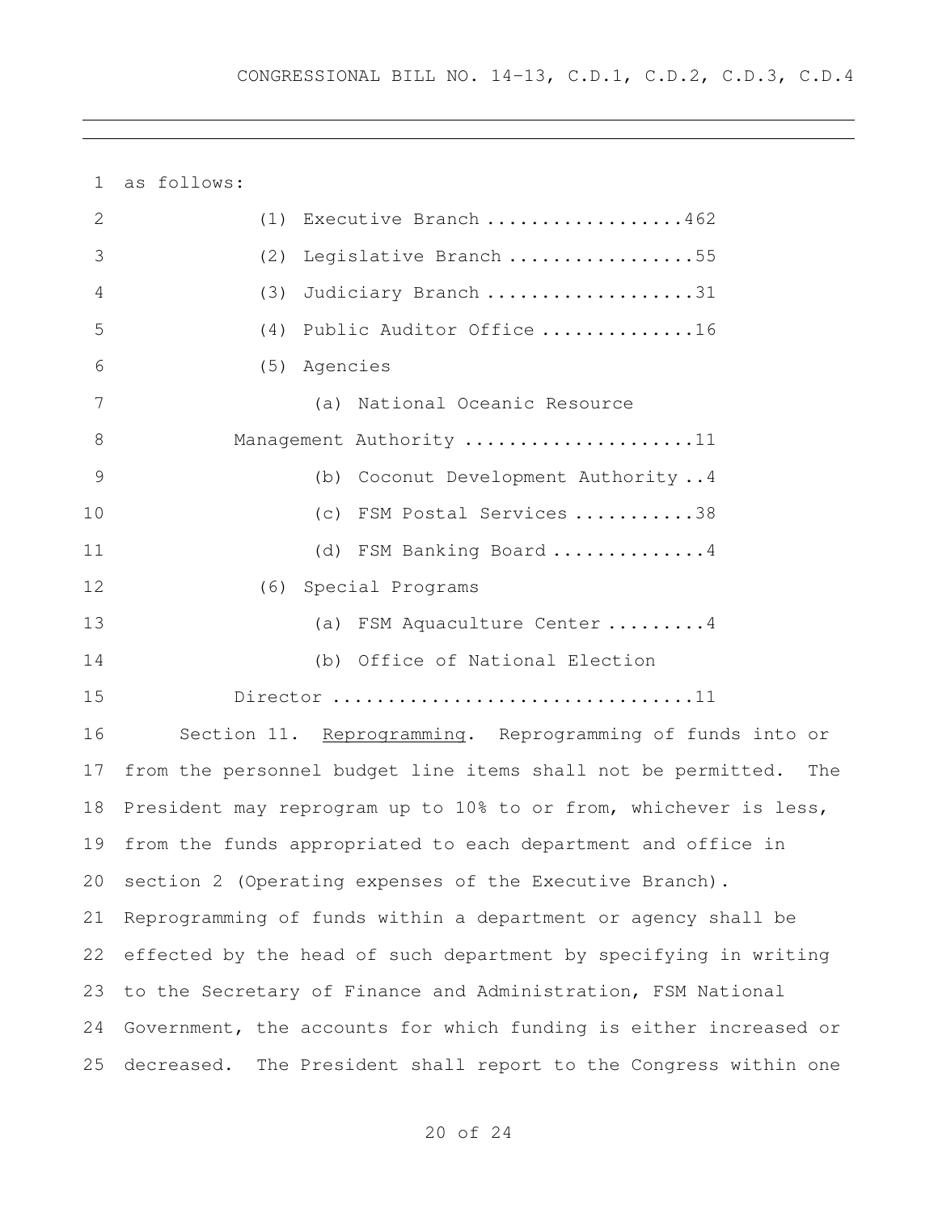as follows:

(1) Executive Branch ..................462

(2) Legislative Branch .................55

(3) Judiciary Branch ...................31

(4) Public Auditor Office ..............16

(5) Agencies

(a) National Oceanic Resource Management Authority .....................11

(b) Coconut Development Authority ..4

(c) FSM Postal Services ...........38

(d) FSM Banking Board ..............4

(6) Special Programs

(a) FSM Aquaculture Center .........4

(b) Office of National Election Director .................................11

Section 11. Reprogramming. Reprogramming of funds into or from the personnel budget line items shall not be permitted. The President may reprogram up to 10% to or from, whichever is less, from the funds appropriated to each department and office in section 2 (Operating expenses of the Executive Branch). Reprogramming of funds within a department or agency shall be effected by the head of such department by specifying in writing to the Secretary of Finance and Administration, FSM National Government, the accounts for which funding is either increased or decreased. The President shall report to the Congress within one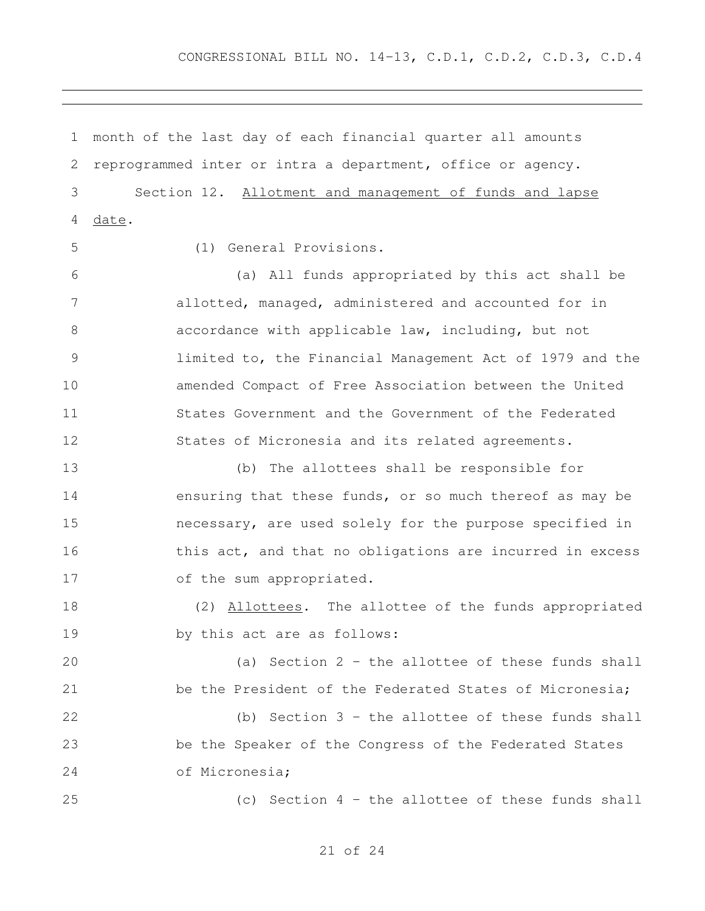month of the last day of each financial quarter all amounts reprogrammed inter or intra a department, office or agency.

Section 12. Allotment and management of funds and lapse date.

(1) General Provisions.

(a) All funds appropriated by this act shall be allotted, managed, administered and accounted for in accordance with applicable law, including, but not limited to, the Financial Management Act of 1979 and the amended Compact of Free Association between the United States Government and the Government of the Federated States of Micronesia and its related agreements.

(b) The allottees shall be responsible for ensuring that these funds, or so much thereof as may be necessary, are used solely for the purpose specified in this act, and that no obligations are incurred in excess of the sum appropriated.

(2) Allottees. The allottee of the funds appropriated by this act are as follows:

(a) Section 2 – the allottee of these funds shall be the President of the Federated States of Micronesia;

(b) Section 3 – the allottee of these funds shall be the Speaker of the Congress of the Federated States of Micronesia;

(c) Section 4 – the allottee of these funds shall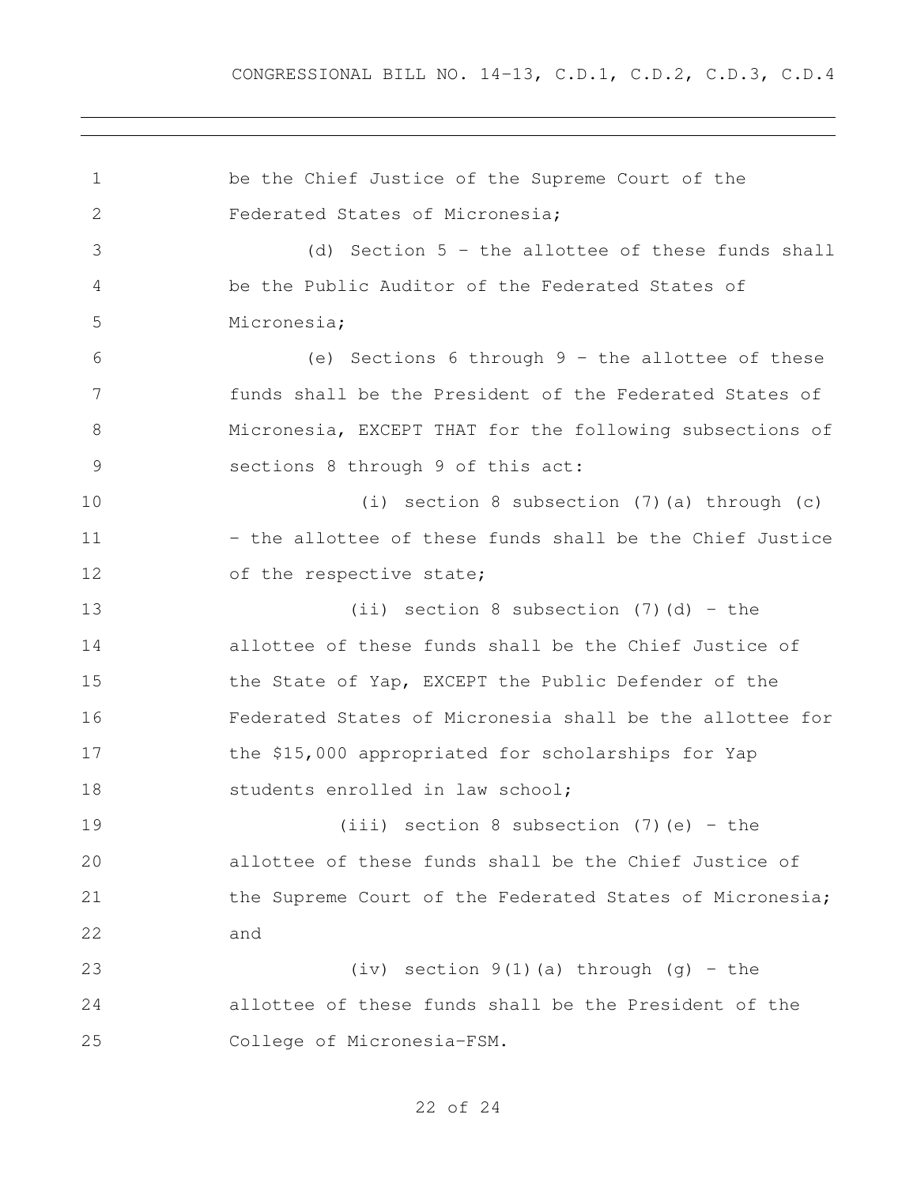be the Chief Justice of the Supreme Court of the Federated States of Micronesia;

(d) Section 5 – the allottee of these funds shall be the Public Auditor of the Federated States of Micronesia;

(e) Sections 6 through 9 – the allottee of these funds shall be the President of the Federated States of Micronesia, EXCEPT THAT for the following subsections of sections 8 through 9 of this act:

(i) section 8 subsection (7)(a) through (c) – the allottee of these funds shall be the Chief Justice of the respective state;

(ii) section 8 subsection (7)(d) – the allottee of these funds shall be the Chief Justice of the State of Yap, EXCEPT the Public Defender of the Federated States of Micronesia shall be the allottee for the $15,000 appropriated for scholarships for Yap students enrolled in law school;

(iii) section 8 subsection (7)(e) – the allottee of these funds shall be the Chief Justice of the Supreme Court of the Federated States of Micronesia; and

(iv) section 9(1)(a) through (g) – the allottee of these funds shall be the President of the College of Micronesia-FSM.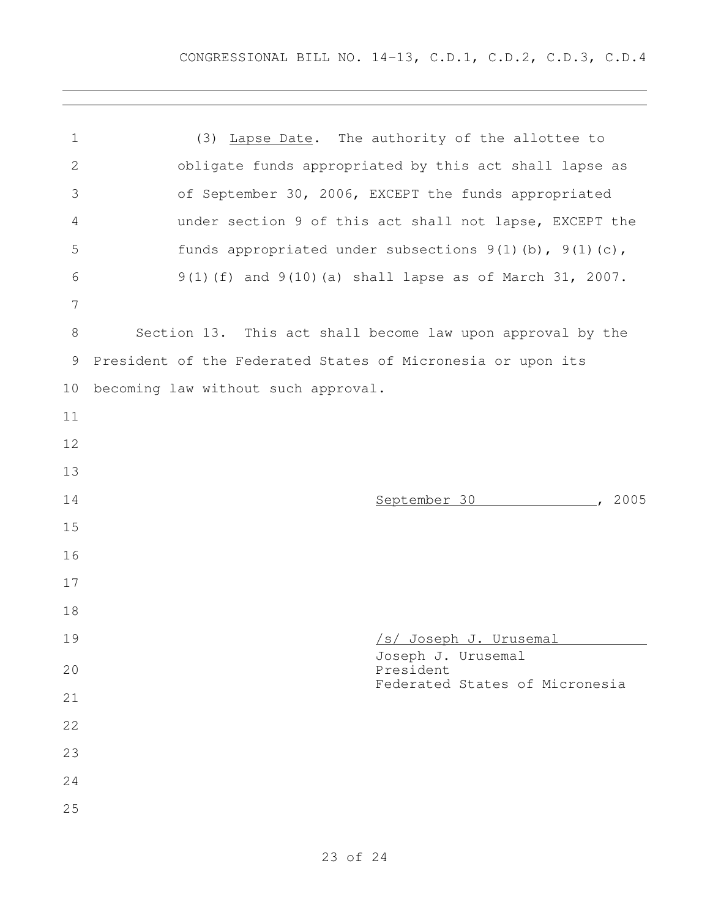(3) Lapse Date. The authority of the allottee to obligate funds appropriated by this act shall lapse as of September 30, 2006, EXCEPT the funds appropriated under section 9 of this act shall not lapse, EXCEPT the funds appropriated under subsections 9(1)(b), 9(1)(c), 9(1)(f) and 9(10)(a) shall lapse as of March 31, 2007.

Section 13. This act shall become law upon approval by the President of the Federated States of Micronesia or upon its becoming law without such approval.

September 30, 2005

/s/ Joseph J. Urusemal

Joseph J. Urusemal
President
Federated States of Micronesia